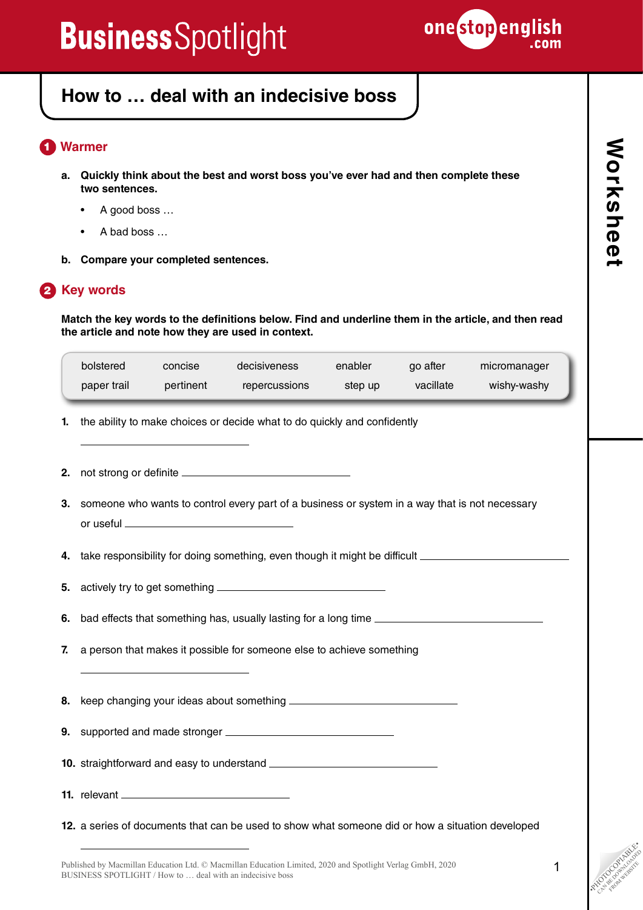# How to … deal with an indecisive boss

## 1 Warmer

**a. Quickly think about the best and worst boss you've ever had and then complete these two sentences.**

- A good boss …
- A bad boss …

**b. Compare your completed sentences.**

## 2 Key words

**Match the key words to the definitions below. Find and underline them in the article, and then read the article and note how they are used in context.**

| bolstered | concise | decisiveness | enabler | go after | micromanager |
|---|---|---|---|---|---|
| paper trail | pertinent | repercussions | step up | vacillate | wishy-washy |

1. the ability to make choices or decide what to do quickly and confidently ____________________
2. not strong or definite ____________________
3. someone who wants to control every part of a business or system in a way that is not necessary or useful ____________________
4. take responsibility for doing something, even though it might be difficult ____________________
5. actively try to get something ____________________
6. bad effects that something has, usually lasting for a long time ____________________
7. a person that makes it possible for someone else to achieve something ____________________
8. keep changing your ideas about something ____________________
9. supported and made stronger ____________________
10. straightforward and easy to understand ____________________
11. relevant ____________________
12. a series of documents that can be used to show what someone did or how a situation developed ____________________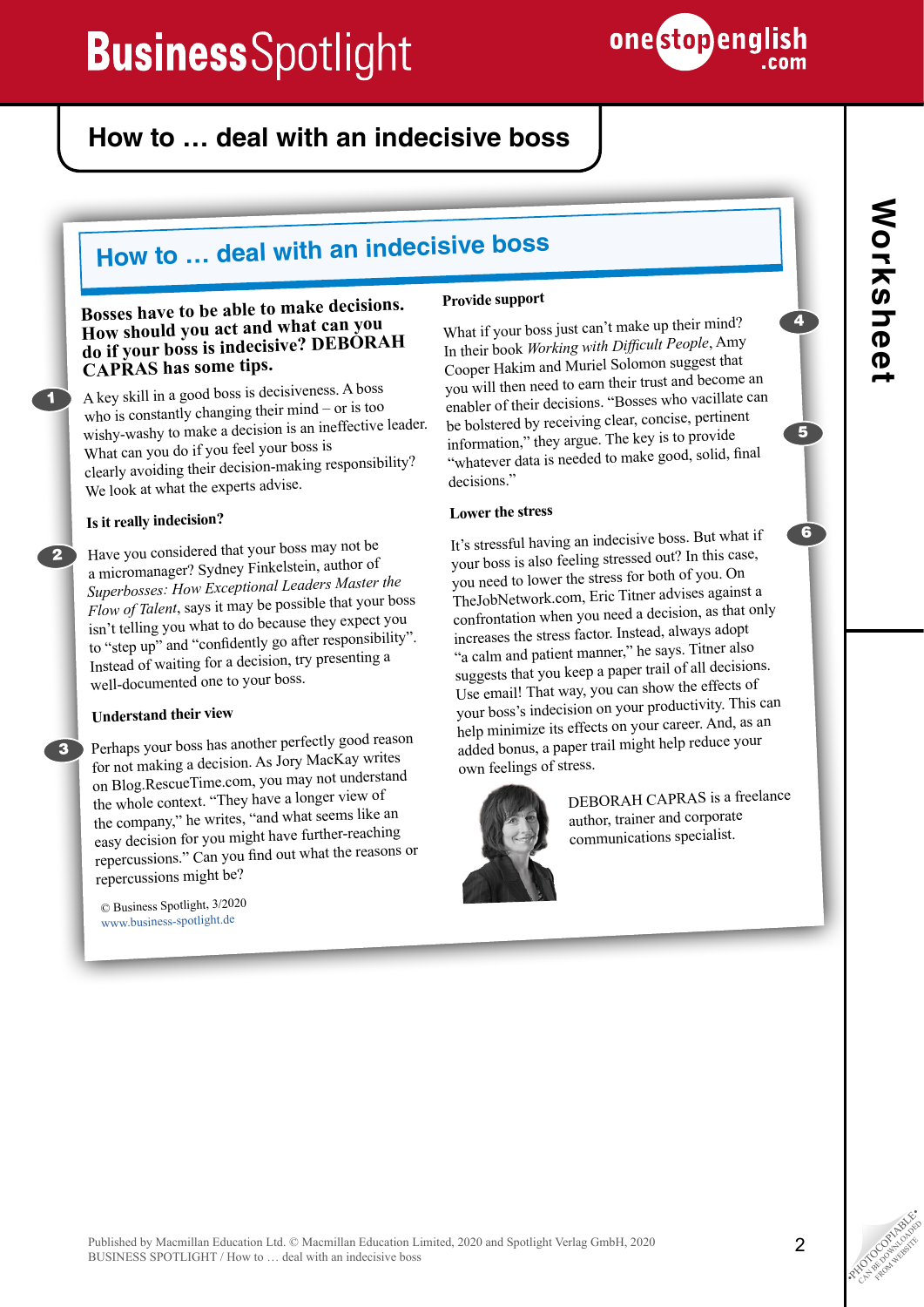# How to … deal with an indecisive boss

## How to … deal with an indecisive boss

**Bosses have to be able to make decisions. How should you act and what can you do if your boss is indecisive? DEBORAH CAPRAS has some tips.**

1 A key skill in a good boss is decisiveness. A boss who is constantly changing their mind – or is too wishy-washy to make a decision is an ineffective leader. What can you do if you feel your boss is clearly avoiding their decision-making responsibility? We look at what the experts advise.

### Is it really indecision?

2 Have you considered that your boss may not be a micromanager? Sydney Finkelstein, author of *Superbosses: How Exceptional Leaders Master the Flow of Talent*, says it may be possible that your boss isn't telling you what to do because they expect you to "step up" and "confidently go after responsibility". Instead of waiting for a decision, try presenting a well-documented one to your boss.

### Understand their view

3 Perhaps your boss has another perfectly good reason for not making a decision. As Jory MacKay writes on Blog.RescueTime.com, you may not understand the whole context. "They have a longer view of the company," he writes, "and what seems like an easy decision for you might have further-reaching repercussions." Can you find out what the reasons or repercussions might be?

© Business Spotlight, 3/2020
www.business-spotlight.de

### Provide support

4 What if your boss just can't make up their mind? In their book *Working with Difficult People*, Amy Cooper Hakim and Muriel Solomon suggest that you will then need to earn their trust and become an enabler of their decisions. "Bosses who vacillate can

5 be bolstered by receiving clear, concise, pertinent information," they argue. The key is to provide "whatever data is needed to make good, solid, final decisions."

### Lower the stress

6 It's stressful having an indecisive boss. But what if your boss is also feeling stressed out? In this case, you need to lower the stress for both of you. On TheJobNetwork.com, Eric Titner advises against a confrontation when you need a decision, as that only increases the stress factor. Instead, always adopt "a calm and patient manner," he says. Titner also suggests that you keep a paper trail of all decisions. Use email! That way, you can show the effects of your boss's indecision on your productivity. This can help minimize its effects on your career. And, as an added bonus, a paper trail might help reduce your own feelings of stress.

DEBORAH CAPRAS is a freelance author, trainer and corporate communications specialist.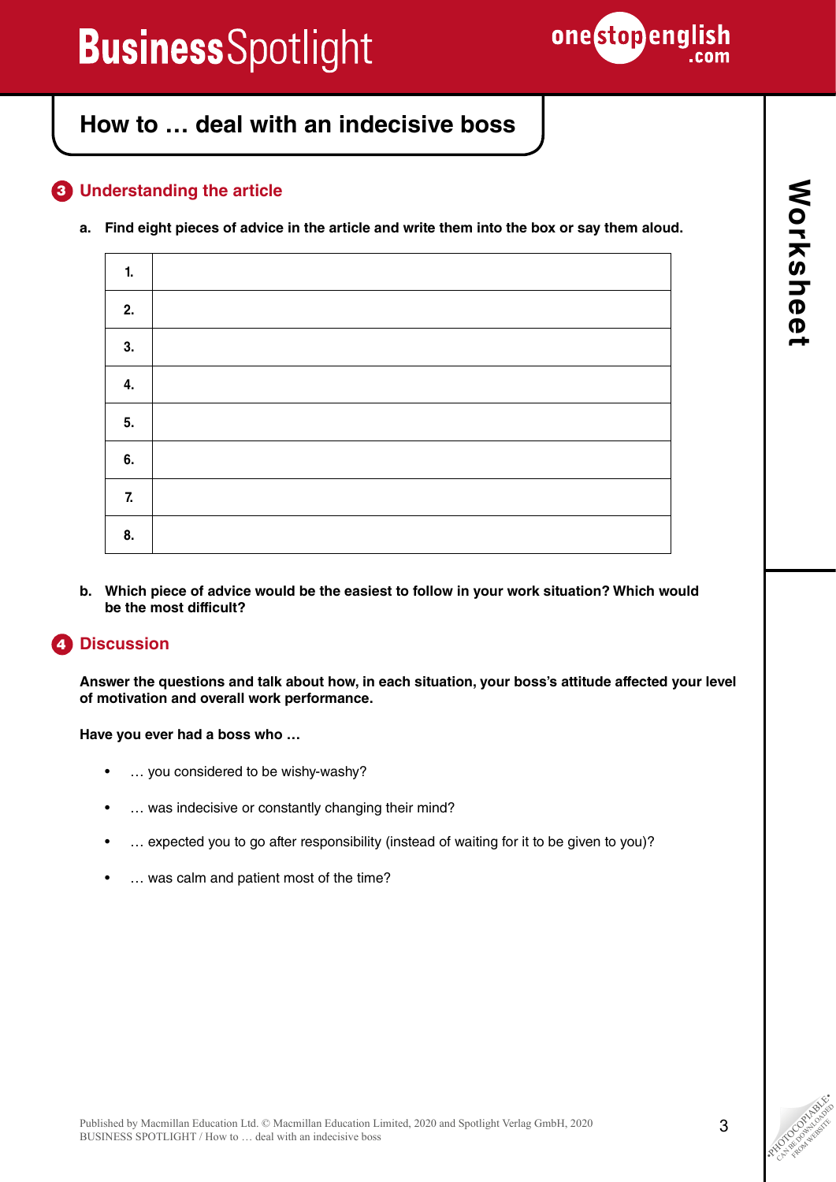# How to … deal with an indecisive boss

## 3 Understanding the article

**a. Find eight pieces of advice in the article and write them into the box or say them aloud.**

| | |
|---|---|
| **1.** | |
| **2.** | |
| **3.** | |
| **4.** | |
| **5.** | |
| **6.** | |
| **7.** | |
| **8.** | |

**b. Which piece of advice would be the easiest to follow in your work situation? Which would be the most difficult?**

## 4 Discussion

**Answer the questions and talk about how, in each situation, your boss's attitude affected your level of motivation and overall work performance.**

**Have you ever had a boss who …**

- … you considered to be wishy-washy?
- … was indecisive or constantly changing their mind?
- … expected you to go after responsibility (instead of waiting for it to be given to you)?
- … was calm and patient most of the time?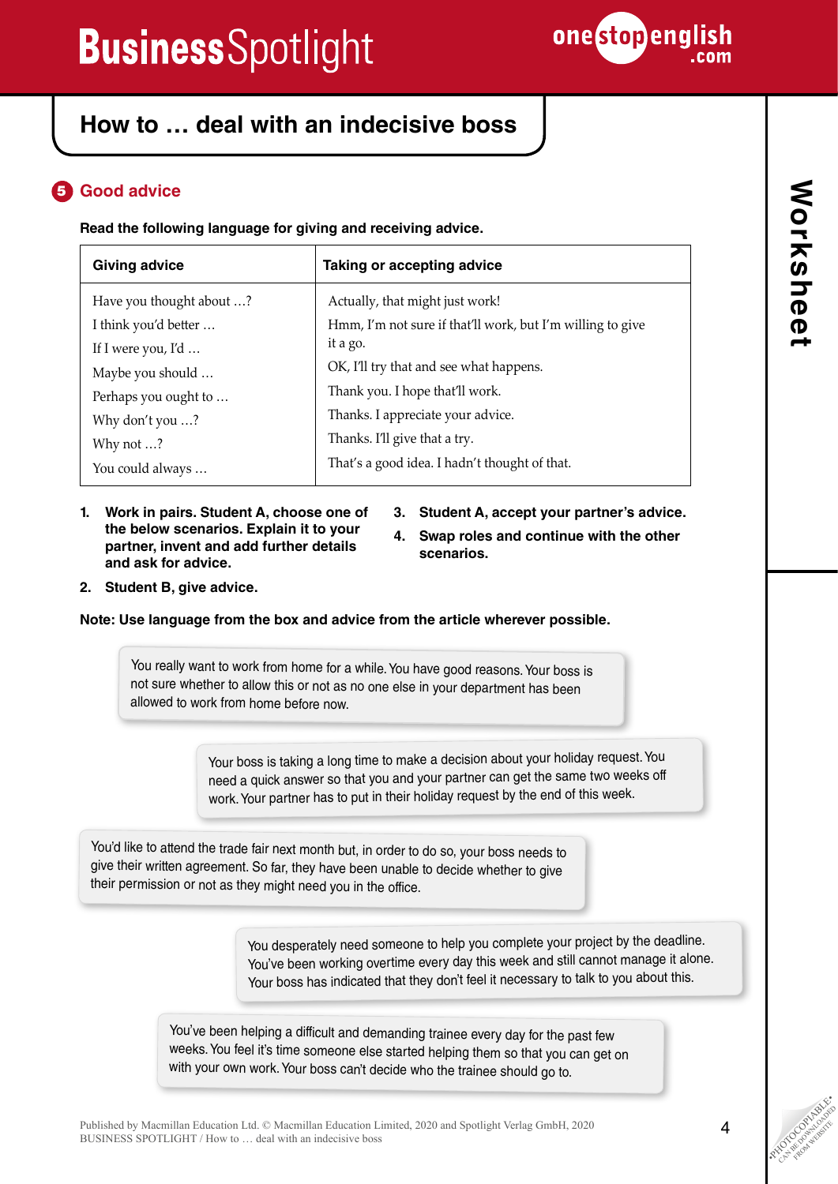# How to … deal with an indecisive boss

## 5 Good advice

**Read the following language for giving and receiving advice.**

| Giving advice | Taking or accepting advice |
|---|---|
| Have you thought about …? | Actually, that might just work! |
| I think you'd better … | Hmm, I'm not sure if that'll work, but I'm willing to give it a go. |
| If I were you, I'd … | OK, I'll try that and see what happens. |
| Maybe you should … | Thank you. I hope that'll work. |
| Perhaps you ought to … | Thanks. I appreciate your advice. |
| Why don't you …? | Thanks. I'll give that a try. |
| Why not …? | That's a good idea. I hadn't thought of that. |
| You could always … | |

1. **Work in pairs. Student A, choose one of the below scenarios. Explain it to your partner, invent and add further details and ask for advice.**
2. **Student B, give advice.**
3. **Student A, accept your partner's advice.**
4. **Swap roles and continue with the other scenarios.**

**Note: Use language from the box and advice from the article wherever possible.**

You really want to work from home for a while. You have good reasons. Your boss is not sure whether to allow this or not as no one else in your department has been allowed to work from home before now.

Your boss is taking a long time to make a decision about your holiday request. You need a quick answer so that you and your partner can get the same two weeks off work. Your partner has to put in their holiday request by the end of this week.

You'd like to attend the trade fair next month but, in order to do so, your boss needs to give their written agreement. So far, they have been unable to decide whether to give their permission or not as they might need you in the office.

You desperately need someone to help you complete your project by the deadline. You've been working overtime every day this week and still cannot manage it alone. Your boss has indicated that they don't feel it necessary to talk to you about this.

You've been helping a difficult and demanding trainee every day for the past few weeks. You feel it's time someone else started helping them so that you can get on with your own work. Your boss can't decide who the trainee should go to.